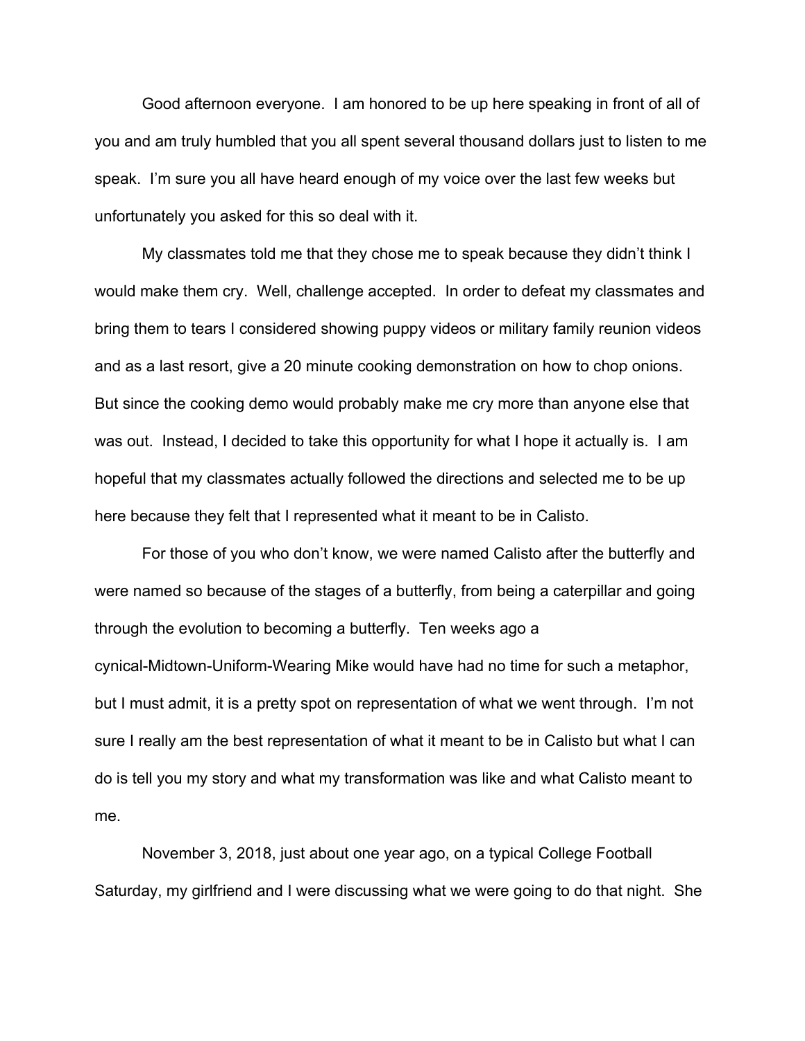Good afternoon everyone. I am honored to be up here speaking in front of all of you and am truly humbled that you all spent several thousand dollars just to listen to me speak. I'm sure you all have heard enough of my voice over the last few weeks but unfortunately you asked for this so deal with it.

My classmates told me that they chose me to speak because they didn't think I would make them cry. Well, challenge accepted. In order to defeat my classmates and bring them to tears I considered showing puppy videos or military family reunion videos and as a last resort, give a 20 minute cooking demonstration on how to chop onions. But since the cooking demo would probably make me cry more than anyone else that was out. Instead, I decided to take this opportunity for what I hope it actually is. I am hopeful that my classmates actually followed the directions and selected me to be up here because they felt that I represented what it meant to be in Calisto.

For those of you who don't know, we were named Calisto after the butterfly and were named so because of the stages of a butterfly, from being a caterpillar and going through the evolution to becoming a butterfly. Ten weeks ago a cynical-Midtown-Uniform-Wearing Mike would have had no time for such a metaphor, but I must admit, it is a pretty spot on representation of what we went through. I'm not sure I really am the best representation of what it meant to be in Calisto but what I can do is tell you my story and what my transformation was like and what Calisto meant to me.

November 3, 2018, just about one year ago, on a typical College Football Saturday, my girlfriend and I were discussing what we were going to do that night. She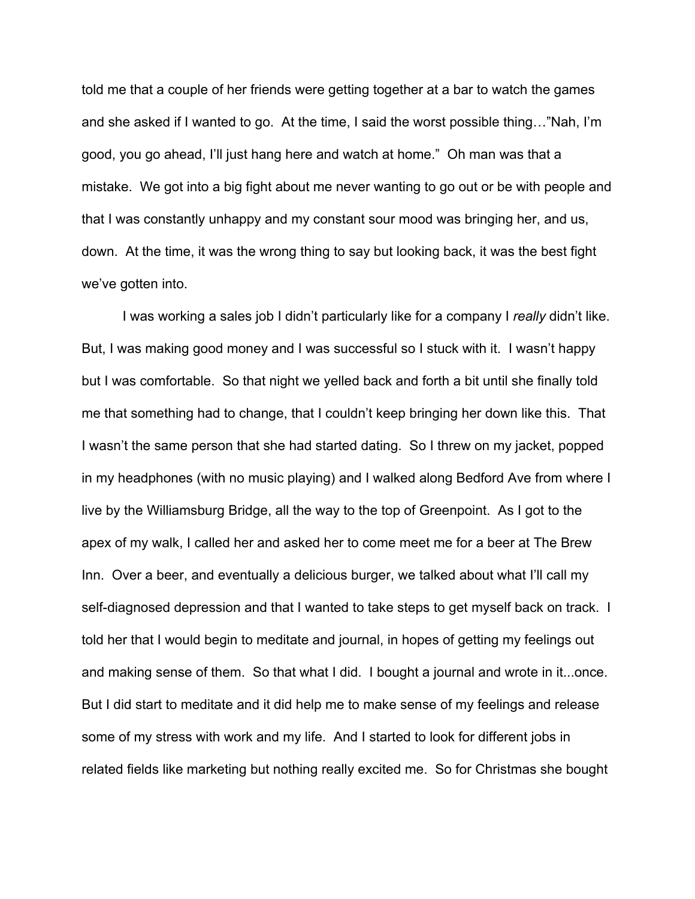told me that a couple of her friends were getting together at a bar to watch the games and she asked if I wanted to go. At the time, I said the worst possible thing…"Nah, I'm good, you go ahead, I'll just hang here and watch at home." Oh man was that a mistake. We got into a big fight about me never wanting to go out or be with people and that I was constantly unhappy and my constant sour mood was bringing her, and us, down. At the time, it was the wrong thing to say but looking back, it was the best fight we've gotten into.

I was working a sales job I didn't particularly like for a company I *really* didn't like. But, I was making good money and I was successful so I stuck with it. I wasn't happy but I was comfortable. So that night we yelled back and forth a bit until she finally told me that something had to change, that I couldn't keep bringing her down like this. That I wasn't the same person that she had started dating. So I threw on my jacket, popped in my headphones (with no music playing) and I walked along Bedford Ave from where I live by the Williamsburg Bridge, all the way to the top of Greenpoint. As I got to the apex of my walk, I called her and asked her to come meet me for a beer at The Brew Inn. Over a beer, and eventually a delicious burger, we talked about what I'll call my self-diagnosed depression and that I wanted to take steps to get myself back on track. I told her that I would begin to meditate and journal, in hopes of getting my feelings out and making sense of them. So that what I did. I bought a journal and wrote in it...once. But I did start to meditate and it did help me to make sense of my feelings and release some of my stress with work and my life. And I started to look for different jobs in related fields like marketing but nothing really excited me. So for Christmas she bought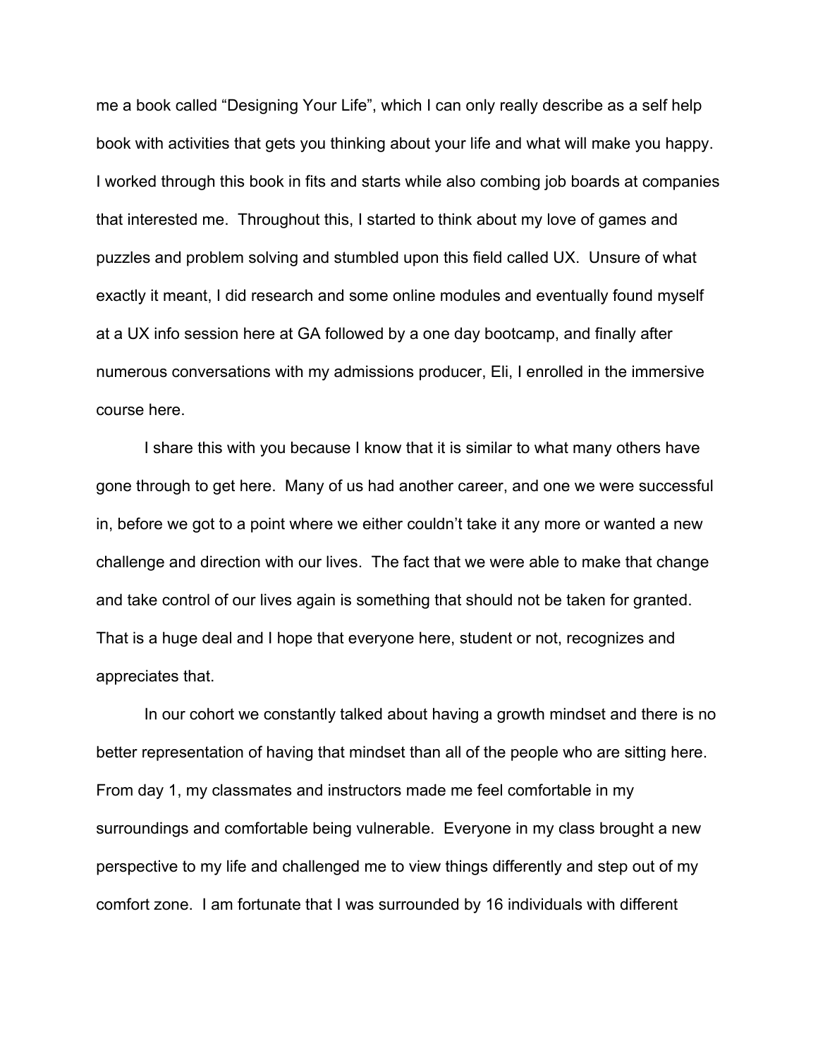me a book called "Designing Your Life", which I can only really describe as a self help book with activities that gets you thinking about your life and what will make you happy. I worked through this book in fits and starts while also combing job boards at companies that interested me. Throughout this, I started to think about my love of games and puzzles and problem solving and stumbled upon this field called UX. Unsure of what exactly it meant, I did research and some online modules and eventually found myself at a UX info session here at GA followed by a one day bootcamp, and finally after numerous conversations with my admissions producer, Eli, I enrolled in the immersive course here.

I share this with you because I know that it is similar to what many others have gone through to get here. Many of us had another career, and one we were successful in, before we got to a point where we either couldn't take it any more or wanted a new challenge and direction with our lives. The fact that we were able to make that change and take control of our lives again is something that should not be taken for granted. That is a huge deal and I hope that everyone here, student or not, recognizes and appreciates that.

In our cohort we constantly talked about having a growth mindset and there is no better representation of having that mindset than all of the people who are sitting here. From day 1, my classmates and instructors made me feel comfortable in my surroundings and comfortable being vulnerable. Everyone in my class brought a new perspective to my life and challenged me to view things differently and step out of my comfort zone. I am fortunate that I was surrounded by 16 individuals with different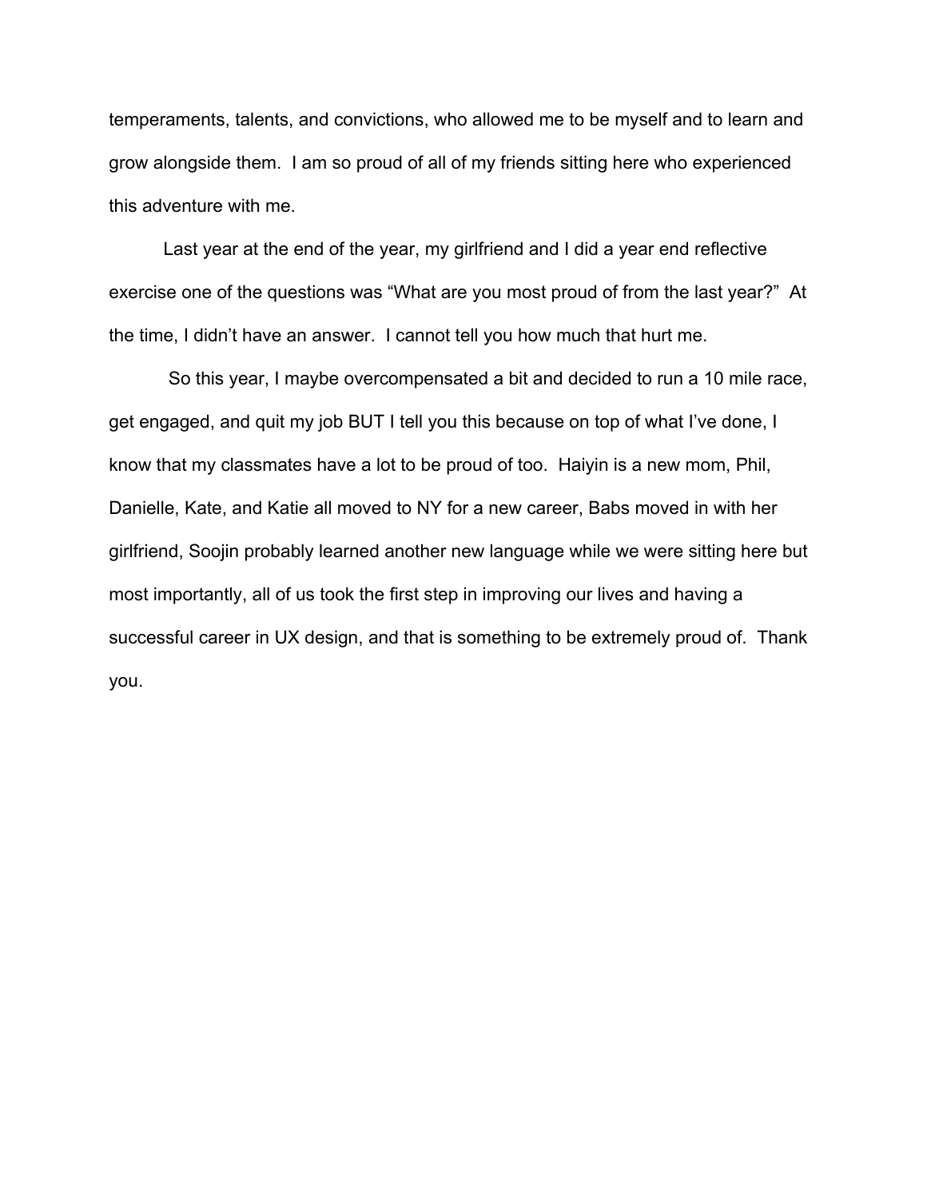temperaments, talents, and convictions, who allowed me to be myself and to learn and grow alongside them. I am so proud of all of my friends sitting here who experienced this adventure with me.

Last year at the end of the year, my girlfriend and I did a year end reflective exercise one of the questions was “What are you most proud of from the last year?” At the time, I didn’t have an answer. I cannot tell you how much that hurt me.

So this year, I maybe overcompensated a bit and decided to run a 10 mile race, get engaged, and quit my job BUT I tell you this because on top of what I’ve done, I know that my classmates have a lot to be proud of too. Haiyin is a new mom, Phil, Danielle, Kate, and Katie all moved to NY for a new career, Babs moved in with her girlfriend, Soojin probably learned another new language while we were sitting here but most importantly, all of us took the first step in improving our lives and having a successful career in UX design, and that is something to be extremely proud of. Thank you.